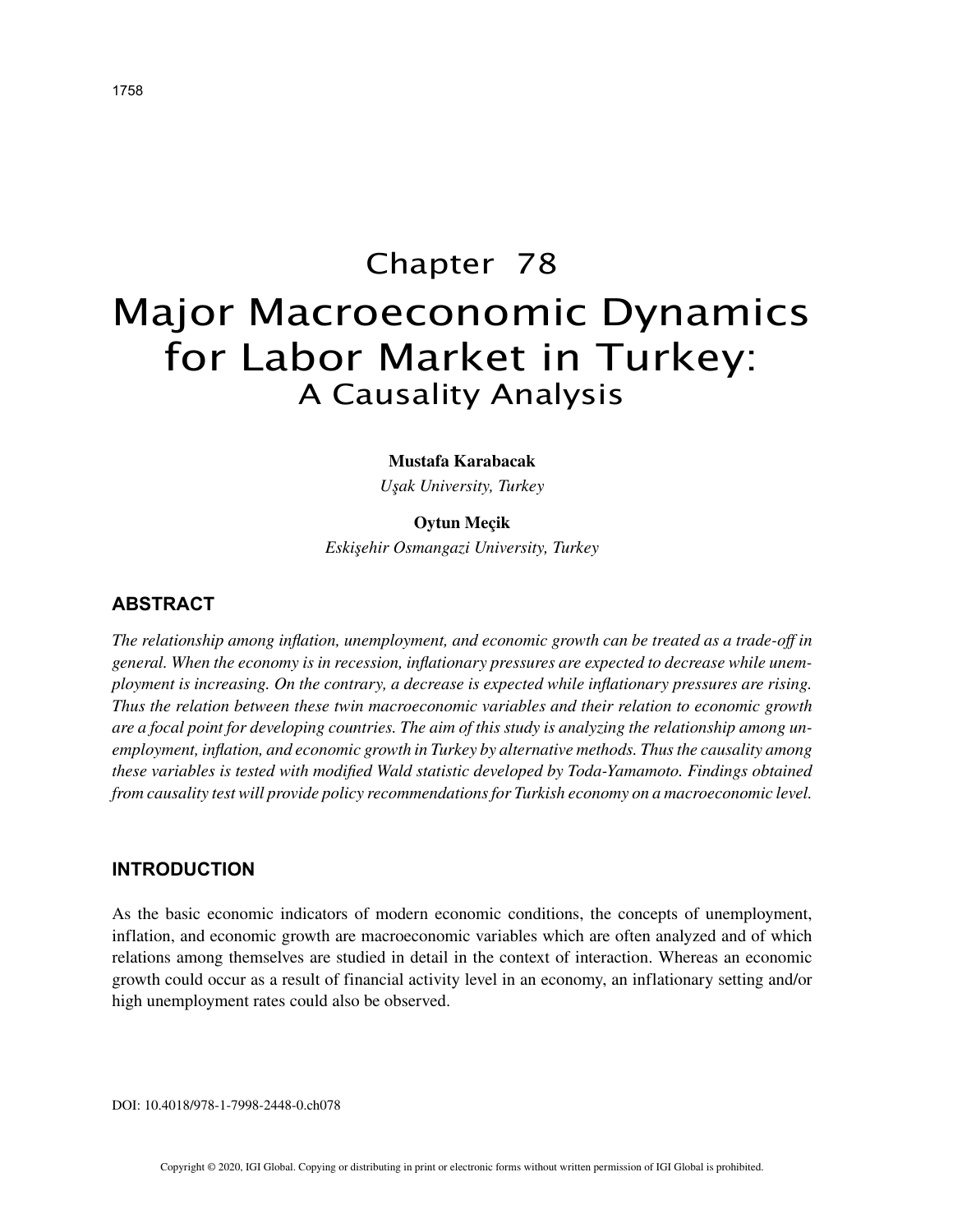# Chapter 78

# Major Macroeconomic Dynamics for Labor Market in Turkey: A Causality Analysis

**Mustafa Karabacak**

*Uşak University, Turkey*

**Oytun Meçik**

*Eskişehir Osmangazi University, Turkey*

## ABSTRACT

*The relationship among inflation, unemployment, and economic growth can be treated as a trade-off in general. When the economy is in recession, inflationary pressures are expected to decrease while unemployment is increasing. On the contrary, a decrease is expected while inflationary pressures are rising. Thus the relation between these twin macroeconomic variables and their relation to economic growth are a focal point for developing countries. The aim of this study is analyzing the relationship among unemployment, inflation, and economic growth in Turkey by alternative methods. Thus the causality among these variables is tested with modified Wald statistic developed by Toda-Yamamoto. Findings obtained from causality test will provide policy recommendations for Turkish economy on a macroeconomic level.*

## INTRODUCTION

As the basic economic indicators of modern economic conditions, the concepts of unemployment, inflation, and economic growth are macroeconomic variables which are often analyzed and of which relations among themselves are studied in detail in the context of interaction. Whereas an economic growth could occur as a result of financial activity level in an economy, an inflationary setting and/or high unemployment rates could also be observed.

DOI: 10.4018/978-1-7998-2448-0.ch078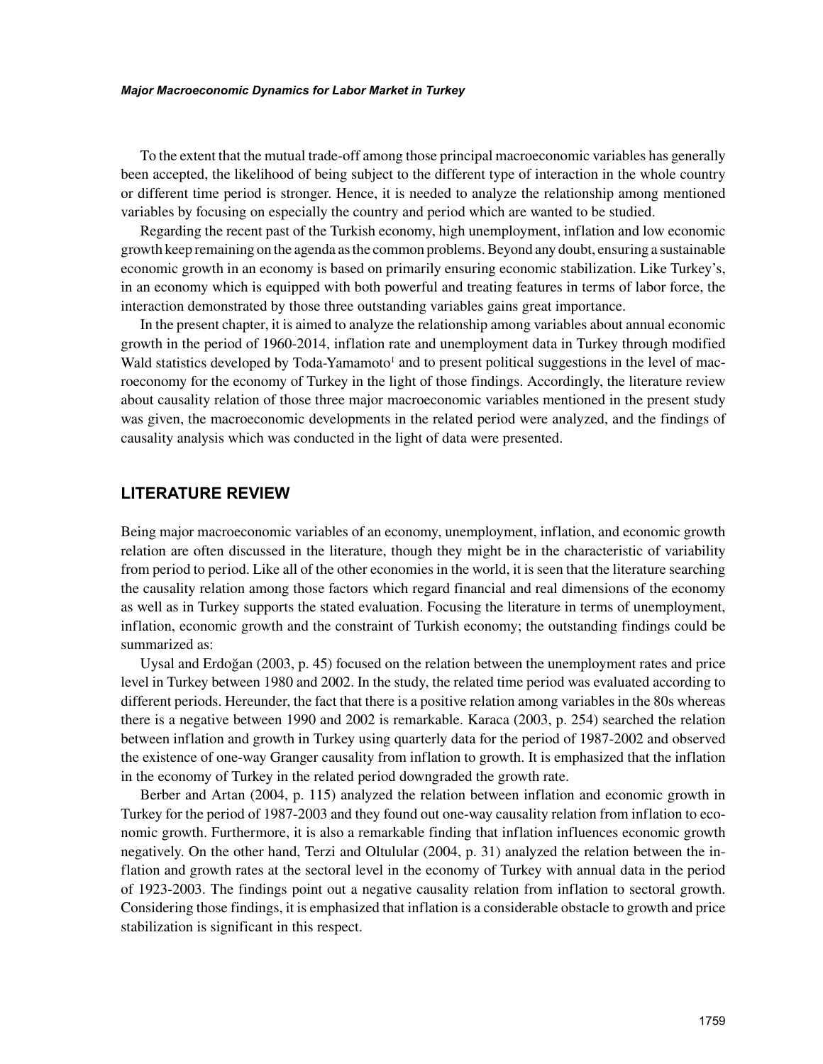To the extent that the mutual trade-off among those principal macroeconomic variables has generally been accepted, the likelihood of being subject to the different type of interaction in the whole country or different time period is stronger. Hence, it is needed to analyze the relationship among mentioned variables by focusing on especially the country and period which are wanted to be studied.

Regarding the recent past of the Turkish economy, high unemployment, inflation and low economic growth keep remaining on the agenda as the common problems. Beyond any doubt, ensuring a sustainable economic growth in an economy is based on primarily ensuring economic stabilization. Like Turkey's, in an economy which is equipped with both powerful and treating features in terms of labor force, the interaction demonstrated by those three outstanding variables gains great importance.

In the present chapter, it is aimed to analyze the relationship among variables about annual economic growth in the period of 1960-2014, inflation rate and unemployment data in Turkey through modified Wald statistics developed by Toda-Yamamoto[1] and to present political suggestions in the level of macroeconomy for the economy of Turkey in the light of those findings. Accordingly, the literature review about causality relation of those three major macroeconomic variables mentioned in the present study was given, the macroeconomic developments in the related period were analyzed, and the findings of causality analysis which was conducted in the light of data were presented.

## LITERATURE REVIEW

Being major macroeconomic variables of an economy, unemployment, inflation, and economic growth relation are often discussed in the literature, though they might be in the characteristic of variability from period to period. Like all of the other economies in the world, it is seen that the literature searching the causality relation among those factors which regard financial and real dimensions of the economy as well as in Turkey supports the stated evaluation. Focusing the literature in terms of unemployment, inflation, economic growth and the constraint of Turkish economy; the outstanding findings could be summarized as:

Uysal and Erdoğan (2003, p. 45) focused on the relation between the unemployment rates and price level in Turkey between 1980 and 2002. In the study, the related time period was evaluated according to different periods. Hereunder, the fact that there is a positive relation among variables in the 80s whereas there is a negative between 1990 and 2002 is remarkable. Karaca (2003, p. 254) searched the relation between inflation and growth in Turkey using quarterly data for the period of 1987-2002 and observed the existence of one-way Granger causality from inflation to growth. It is emphasized that the inflation in the economy of Turkey in the related period downgraded the growth rate.

Berber and Artan (2004, p. 115) analyzed the relation between inflation and economic growth in Turkey for the period of 1987-2003 and they found out one-way causality relation from inflation to economic growth. Furthermore, it is also a remarkable finding that inflation influences economic growth negatively. On the other hand, Terzi and Oltulular (2004, p. 31) analyzed the relation between the inflation and growth rates at the sectoral level in the economy of Turkey with annual data in the period of 1923-2003. The findings point out a negative causality relation from inflation to sectoral growth. Considering those findings, it is emphasized that inflation is a considerable obstacle to growth and price stabilization is significant in this respect.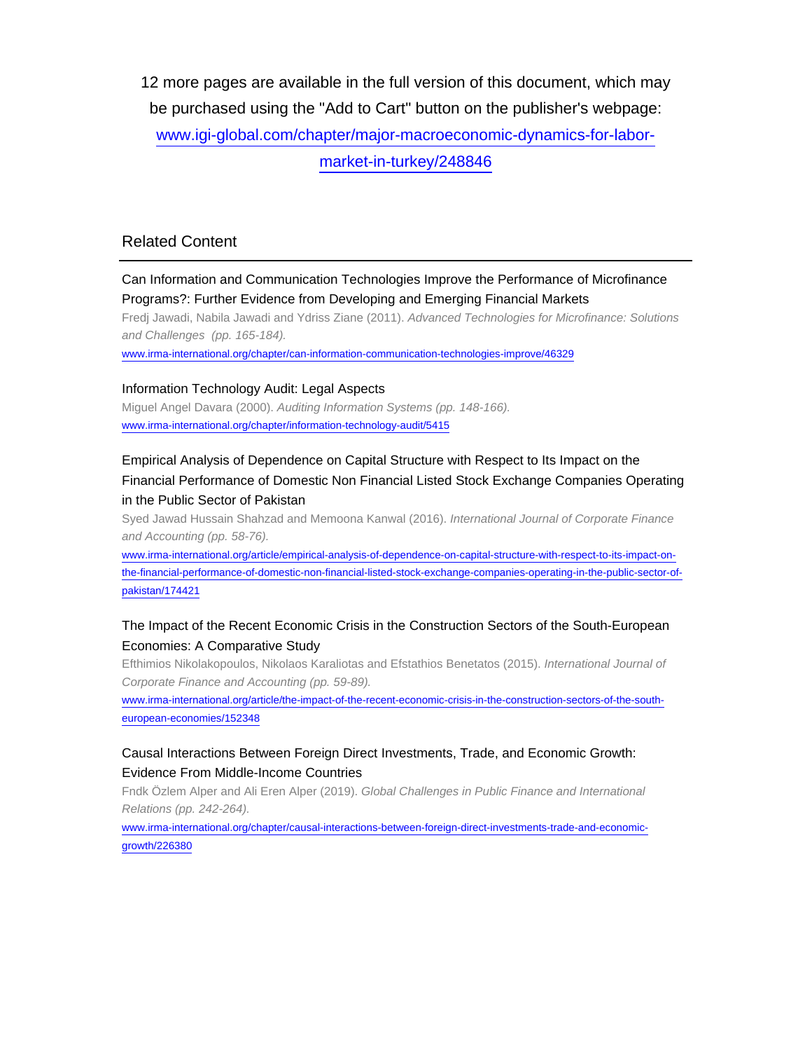12 more pages are available in the full version of this document, which may be purchased using the "Add to Cart" button on the publisher's webpage: www.igi-global.com/chapter/major-macroeconomic-dynamics-for-labor-market-in-turkey/248846

## Related Content

Can Information and Communication Technologies Improve the Performance of Microfinance Programs?: Further Evidence from Developing and Emerging Financial Markets

Fredj Jawadi, Nabila Jawadi and Ydriss Ziane (2011). *Advanced Technologies for Microfinance: Solutions and Challenges (pp. 165-184).*

www.irma-international.org/chapter/can-information-communication-technologies-improve/46329

Information Technology Audit: Legal Aspects

Miguel Angel Davara (2000). *Auditing Information Systems (pp. 148-166).*

www.irma-international.org/chapter/information-technology-audit/5415

Empirical Analysis of Dependence on Capital Structure with Respect to Its Impact on the Financial Performance of Domestic Non Financial Listed Stock Exchange Companies Operating in the Public Sector of Pakistan

Syed Jawad Hussain Shahzad and Memoona Kanwal (2016). *International Journal of Corporate Finance and Accounting (pp. 58-76).*

www.irma-international.org/article/empirical-analysis-of-dependence-on-capital-structure-with-respect-to-its-impact-on-the-financial-performance-of-domestic-non-financial-listed-stock-exchange-companies-operating-in-the-public-sector-of-pakistan/174421

The Impact of the Recent Economic Crisis in the Construction Sectors of the South-European Economies: A Comparative Study

Efthimios Nikolakopoulos, Nikolaos Karaliotas and Efstathios Benetatos (2015). *International Journal of Corporate Finance and Accounting (pp. 59-89).*

www.irma-international.org/article/the-impact-of-the-recent-economic-crisis-in-the-construction-sectors-of-the-south-european-economies/152348

Causal Interactions Between Foreign Direct Investments, Trade, and Economic Growth: Evidence From Middle-Income Countries

Fndk Özlem Alper and Ali Eren Alper (2019). *Global Challenges in Public Finance and International Relations (pp. 242-264).*

www.irma-international.org/chapter/causal-interactions-between-foreign-direct-investments-trade-and-economic-growth/226380